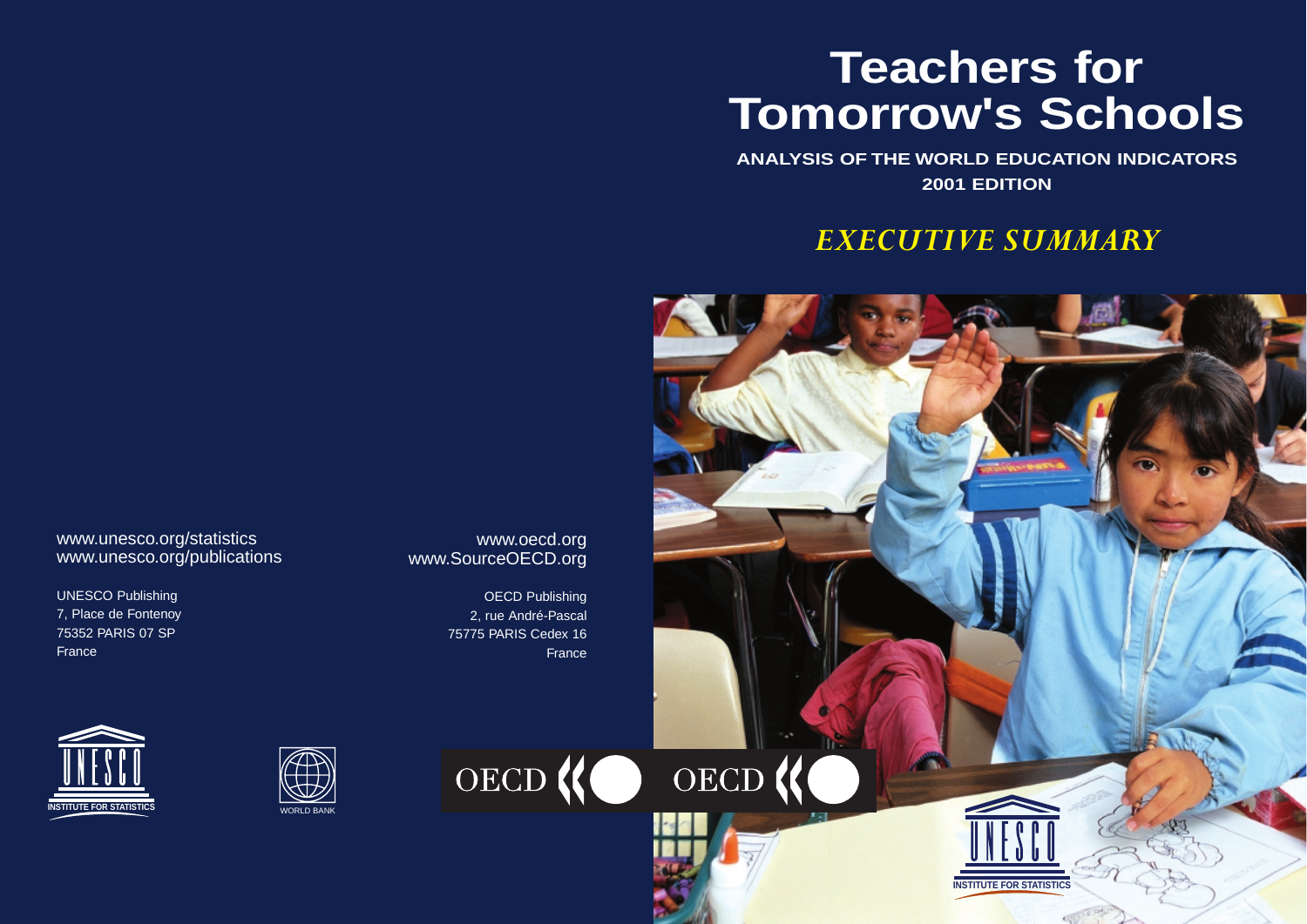# Teachers for Tomorrow's Schools

**ANALYSIS OF THE WORLD EDUCATION INDICATORS**
**2001 EDITION**

## *EXECUTIVE SUMMARY*

www.unesco.org/statistics
www.unesco.org/publications

UNESCO Publishing
7, Place de Fontenoy
75352 PARIS 07 SP
France

www.oecd.org
www.SourceOECD.org

OECD Publishing
2, rue André-Pascal
75775 PARIS Cedex 16
France

UNESCO INSTITUTE FOR STATISTICS

WORLD BANK

OECD

OECD

UNESCO INSTITUTE FOR STATISTICS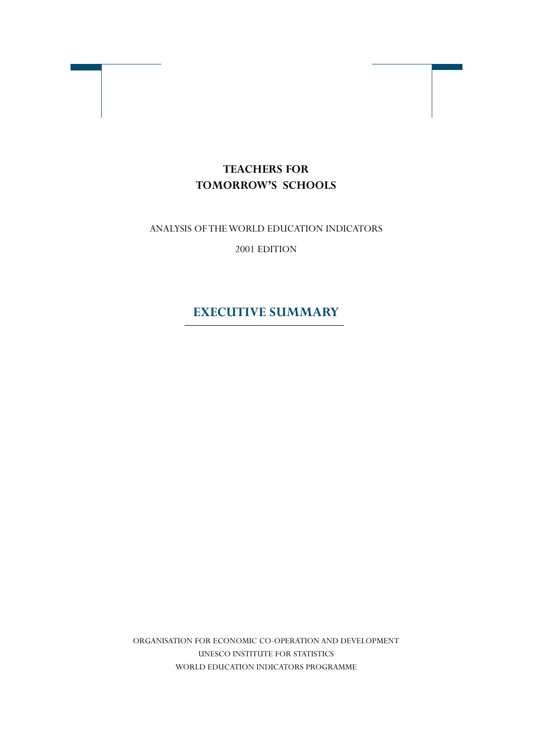# TEACHERS FOR TOMORROW'S SCHOOLS

ANALYSIS OF THE WORLD EDUCATION INDICATORS

2001 EDITION

## EXECUTIVE SUMMARY

ORGANISATION FOR ECONOMIC CO-OPERATION AND DEVELOPMENT

UNESCO INSTITUTE FOR STATISTICS

WORLD EDUCATION INDICATORS PROGRAMME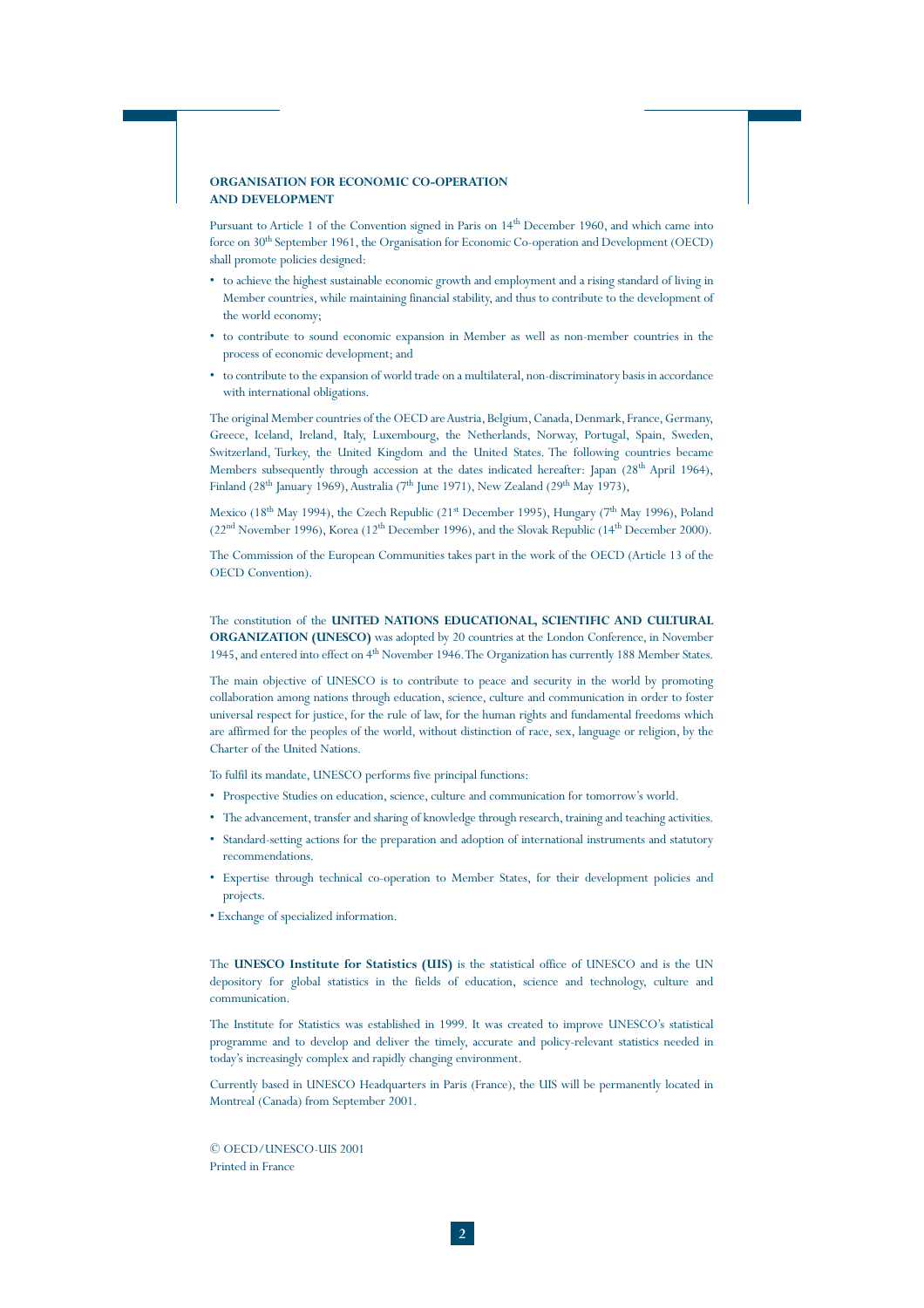## ORGANISATION FOR ECONOMIC CO-OPERATION AND DEVELOPMENT

Pursuant to Article 1 of the Convention signed in Paris on 14th December 1960, and which came into force on 30th September 1961, the Organisation for Economic Co-operation and Development (OECD) shall promote policies designed:

- to achieve the highest sustainable economic growth and employment and a rising standard of living in Member countries, while maintaining financial stability, and thus to contribute to the development of the world economy;
- to contribute to sound economic expansion in Member as well as non-member countries in the process of economic development; and
- to contribute to the expansion of world trade on a multilateral, non-discriminatory basis in accordance with international obligations.

The original Member countries of the OECD are Austria, Belgium, Canada, Denmark, France, Germany, Greece, Iceland, Ireland, Italy, Luxembourg, the Netherlands, Norway, Portugal, Spain, Sweden, Switzerland, Turkey, the United Kingdom and the United States. The following countries became Members subsequently through accession at the dates indicated hereafter: Japan (28th April 1964), Finland (28th January 1969), Australia (7th June 1971), New Zealand (29th May 1973),

Mexico (18th May 1994), the Czech Republic (21st December 1995), Hungary (7th May 1996), Poland (22nd November 1996), Korea (12th December 1996), and the Slovak Republic (14th December 2000).

The Commission of the European Communities takes part in the work of the OECD (Article 13 of the OECD Convention).

The constitution of the **UNITED NATIONS EDUCATIONAL, SCIENTIFIC AND CULTURAL ORGANIZATION (UNESCO)** was adopted by 20 countries at the London Conference, in November 1945, and entered into effect on 4th November 1946. The Organization has currently 188 Member States.

The main objective of UNESCO is to contribute to peace and security in the world by promoting collaboration among nations through education, science, culture and communication in order to foster universal respect for justice, for the rule of law, for the human rights and fundamental freedoms which are affirmed for the peoples of the world, without distinction of race, sex, language or religion, by the Charter of the United Nations.

To fulfil its mandate, UNESCO performs five principal functions:

- Prospective Studies on education, science, culture and communication for tomorrow's world.
- The advancement, transfer and sharing of knowledge through research, training and teaching activities.
- Standard-setting actions for the preparation and adoption of international instruments and statutory recommendations.
- Expertise through technical co-operation to Member States, for their development policies and projects.
- Exchange of specialized information.

The **UNESCO Institute for Statistics (UIS)** is the statistical office of UNESCO and is the UN depository for global statistics in the fields of education, science and technology, culture and communication.

The Institute for Statistics was established in 1999. It was created to improve UNESCO's statistical programme and to develop and deliver the timely, accurate and policy-relevant statistics needed in today's increasingly complex and rapidly changing environment.

Currently based in UNESCO Headquarters in Paris (France), the UIS will be permanently located in Montreal (Canada) from September 2001.

© OECD/UNESCO-UIS 2001
Printed in France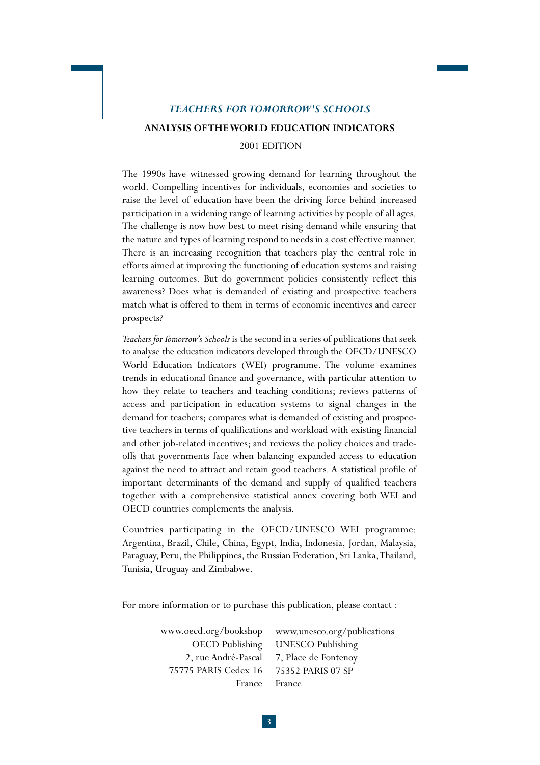# *TEACHERS FOR TOMORROW'S SCHOOLS*

## ANALYSIS OF THE WORLD EDUCATION INDICATORS

2001 EDITION

The 1990s have witnessed growing demand for learning throughout the world. Compelling incentives for individuals, economies and societies to raise the level of education have been the driving force behind increased participation in a widening range of learning activities by people of all ages. The challenge is now how best to meet rising demand while ensuring that the nature and types of learning respond to needs in a cost effective manner. There is an increasing recognition that teachers play the central role in efforts aimed at improving the functioning of education systems and raising learning outcomes. But do government policies consistently reflect this awareness? Does what is demanded of existing and prospective teachers match what is offered to them in terms of economic incentives and career prospects?

*Teachers for Tomorrow's Schools* is the second in a series of publications that seek to analyse the education indicators developed through the OECD/UNESCO World Education Indicators (WEI) programme. The volume examines trends in educational finance and governance, with particular attention to how they relate to teachers and teaching conditions; reviews patterns of access and participation in education systems to signal changes in the demand for teachers; compares what is demanded of existing and prospective teachers in terms of qualifications and workload with existing financial and other job-related incentives; and reviews the policy choices and trade-offs that governments face when balancing expanded access to education against the need to attract and retain good teachers. A statistical profile of important determinants of the demand and supply of qualified teachers together with a comprehensive statistical annex covering both WEI and OECD countries complements the analysis.

Countries participating in the OECD/UNESCO WEI programme: Argentina, Brazil, Chile, China, Egypt, India, Indonesia, Jordan, Malaysia, Paraguay, Peru, the Philippines, the Russian Federation, Sri Lanka, Thailand, Tunisia, Uruguay and Zimbabwe.

For more information or to purchase this publication, please contact :

| | |
|---|---|
| www.oecd.org/bookshop | www.unesco.org/publications |
| OECD Publishing | UNESCO Publishing |
| 2, rue André-Pascal | 7, Place de Fontenoy |
| 75775 PARIS Cedex 16 | 75352 PARIS 07 SP |
| France | France |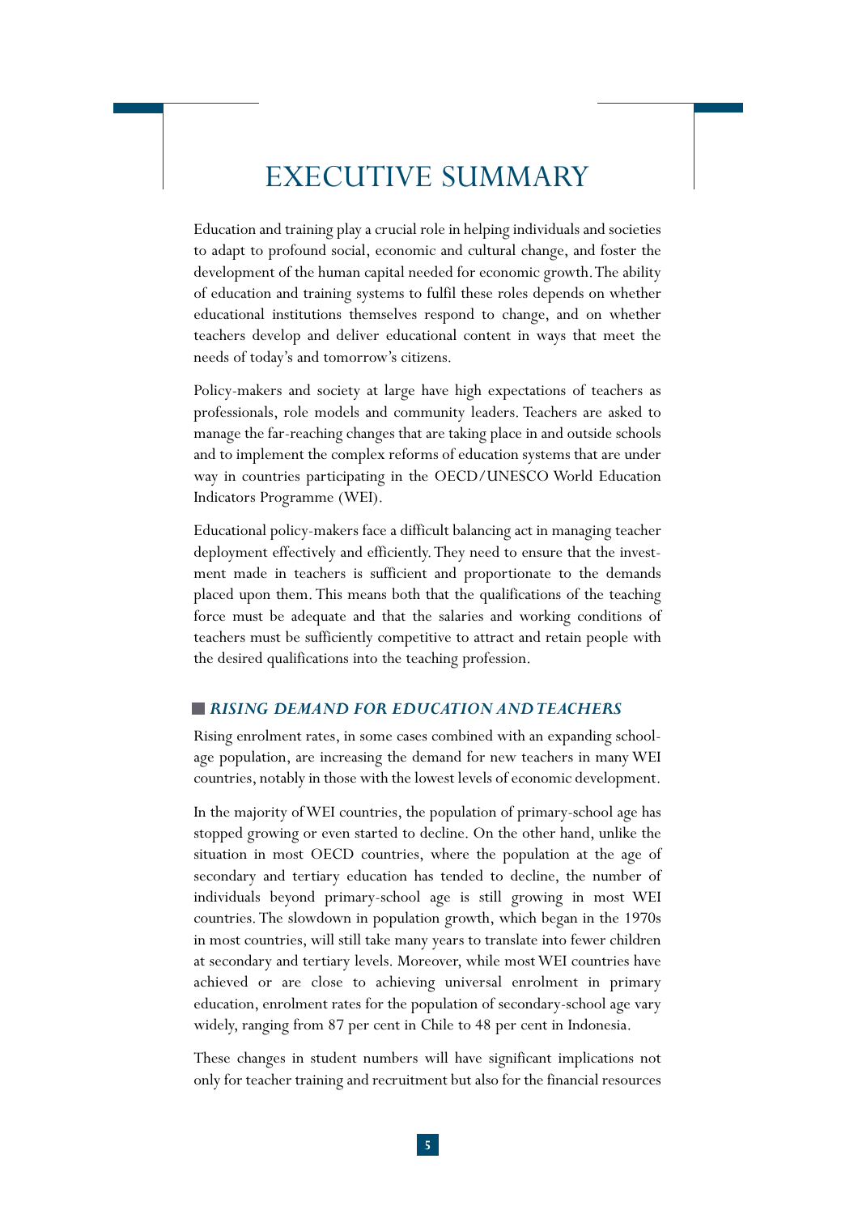# EXECUTIVE SUMMARY

Education and training play a crucial role in helping individuals and societies to adapt to profound social, economic and cultural change, and foster the development of the human capital needed for economic growth. The ability of education and training systems to fulfil these roles depends on whether educational institutions themselves respond to change, and on whether teachers develop and deliver educational content in ways that meet the needs of today's and tomorrow's citizens.

Policy-makers and society at large have high expectations of teachers as professionals, role models and community leaders. Teachers are asked to manage the far-reaching changes that are taking place in and outside schools and to implement the complex reforms of education systems that are under way in countries participating in the OECD/UNESCO World Education Indicators Programme (WEI).

Educational policy-makers face a difficult balancing act in managing teacher deployment effectively and efficiently. They need to ensure that the investment made in teachers is sufficient and proportionate to the demands placed upon them. This means both that the qualifications of the teaching force must be adequate and that the salaries and working conditions of teachers must be sufficiently competitive to attract and retain people with the desired qualifications into the teaching profession.

## *RISING DEMAND FOR EDUCATION AND TEACHERS*

Rising enrolment rates, in some cases combined with an expanding school-age population, are increasing the demand for new teachers in many WEI countries, notably in those with the lowest levels of economic development.

In the majority of WEI countries, the population of primary-school age has stopped growing or even started to decline. On the other hand, unlike the situation in most OECD countries, where the population at the age of secondary and tertiary education has tended to decline, the number of individuals beyond primary-school age is still growing in most WEI countries. The slowdown in population growth, which began in the 1970s in most countries, will still take many years to translate into fewer children at secondary and tertiary levels. Moreover, while most WEI countries have achieved or are close to achieving universal enrolment in primary education, enrolment rates for the population of secondary-school age vary widely, ranging from 87 per cent in Chile to 48 per cent in Indonesia.

These changes in student numbers will have significant implications not only for teacher training and recruitment but also for the financial resources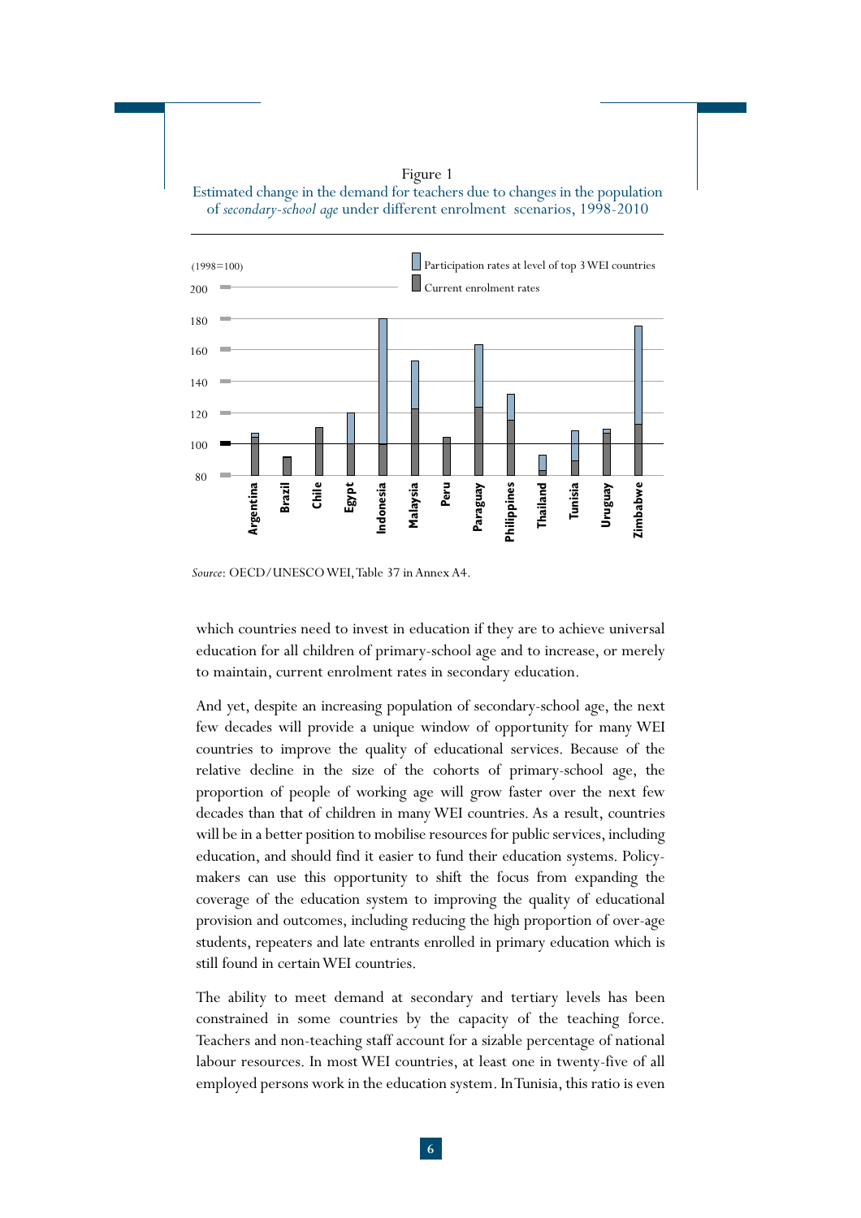Figure 1
Estimated change in the demand for teachers due to changes in the population of *secondary-school age* under different enrolment scenarios, 1998-2010

*Source*: OECD/UNESCO WEI, Table 37 in Annex A4.

which countries need to invest in education if they are to achieve universal education for all children of primary-school age and to increase, or merely to maintain, current enrolment rates in secondary education.

And yet, despite an increasing population of secondary-school age, the next few decades will provide a unique window of opportunity for many WEI countries to improve the quality of educational services. Because of the relative decline in the size of the cohorts of primary-school age, the proportion of people of working age will grow faster over the next few decades than that of children in many WEI countries. As a result, countries will be in a better position to mobilise resources for public services, including education, and should find it easier to fund their education systems. Policy-makers can use this opportunity to shift the focus from expanding the coverage of the education system to improving the quality of educational provision and outcomes, including reducing the high proportion of over-age students, repeaters and late entrants enrolled in primary education which is still found in certain WEI countries.

The ability to meet demand at secondary and tertiary levels has been constrained in some countries by the capacity of the teaching force. Teachers and non-teaching staff account for a sizable percentage of national labour resources. In most WEI countries, at least one in twenty-five of all employed persons work in the education system. In Tunisia, this ratio is even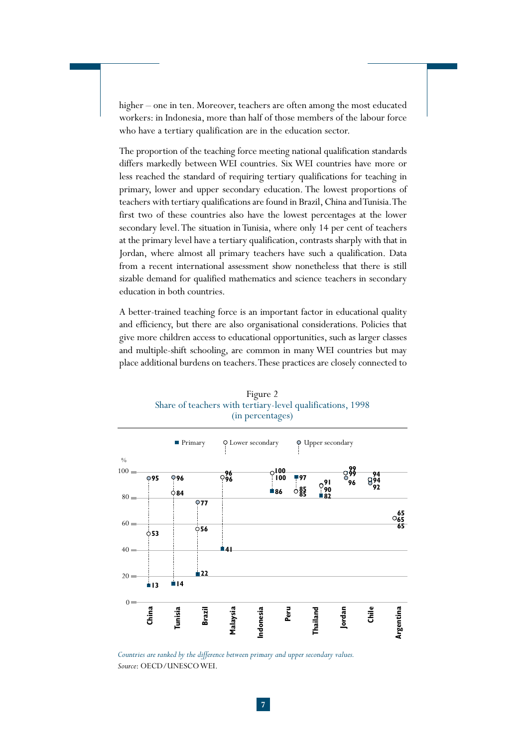higher – one in ten. Moreover, teachers are often among the most educated workers: in Indonesia, more than half of those members of the labour force who have a tertiary qualification are in the education sector.

The proportion of the teaching force meeting national qualification standards differs markedly between WEI countries. Six WEI countries have more or less reached the standard of requiring tertiary qualifications for teaching in primary, lower and upper secondary education. The lowest proportions of teachers with tertiary qualifications are found in Brazil, China and Tunisia. The first two of these countries also have the lowest percentages at the lower secondary level. The situation in Tunisia, where only 14 per cent of teachers at the primary level have a tertiary qualification, contrasts sharply with that in Jordan, where almost all primary teachers have such a qualification. Data from a recent international assessment show nonetheless that there is still sizable demand for qualified mathematics and science teachers in secondary education in both countries.

A better-trained teaching force is an important factor in educational quality and efficiency, but there are also organisational considerations. Policies that give more children access to educational opportunities, such as larger classes and multiple-shift schooling, are common in many WEI countries but may place additional burdens on teachers. These practices are closely connected to

Figure 2
Share of teachers with tertiary-level qualifications, 1998
(in percentages)

| Country | Primary | Lower secondary | Upper secondary |
|---|---|---|---|
| China | 13 | 53 | 95 |
| Tunisia | 14 | 84 | 96 |
| Brazil | 22 | 56 | 77 |
| Malaysia | 41 | 96 | 96 |
| Indonesia | 86 | 100 | 100 |
| Peru | 97 | 85 | 85 |
| Thailand | 82 | 91 | 90 |
| Jordan | 99 | 99 | 96 |
| Chile | 94 | 94 | 92 |
| Argentina | 65 | 65 | 65 |

*Countries are ranked by the difference between primary and upper secondary values.*
*Source*: OECD/UNESCO WEI.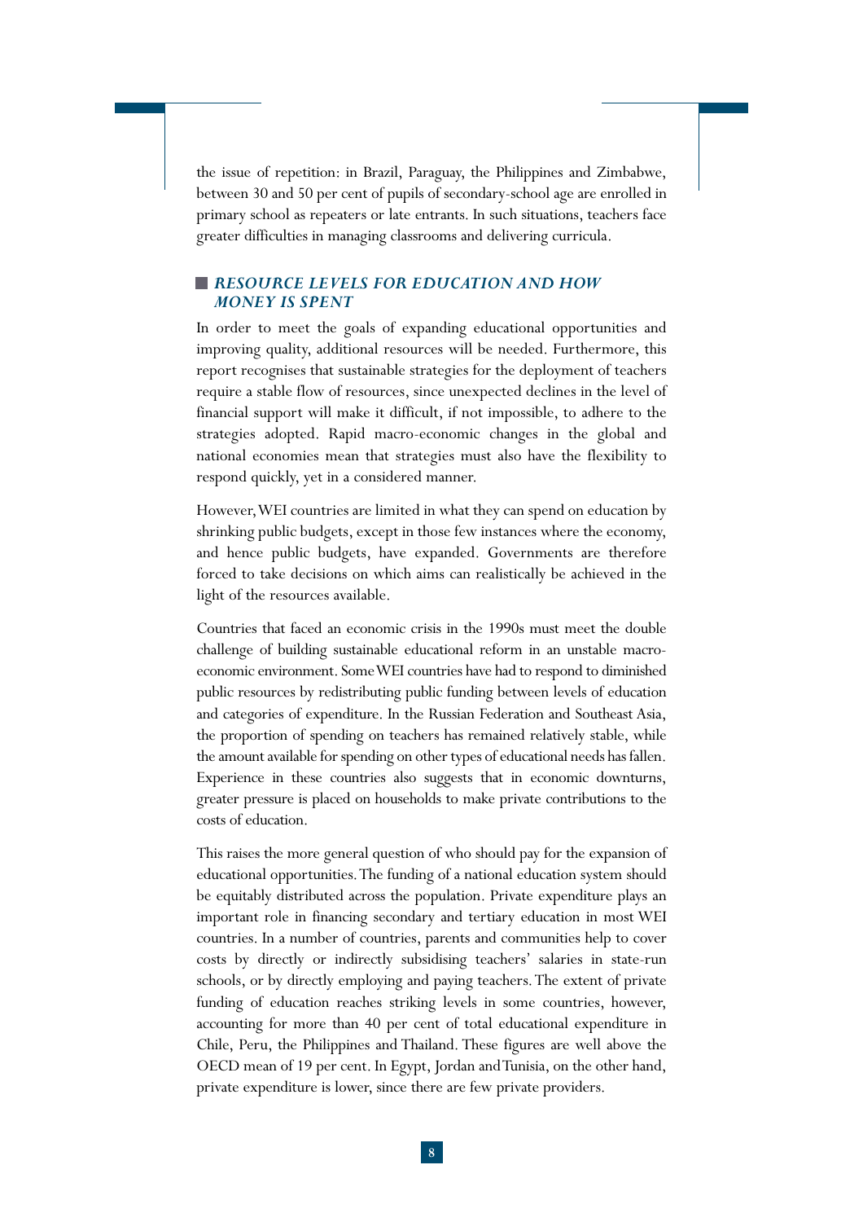the issue of repetition: in Brazil, Paraguay, the Philippines and Zimbabwe, between 30 and 50 per cent of pupils of secondary-school age are enrolled in primary school as repeaters or late entrants. In such situations, teachers face greater difficulties in managing classrooms and delivering curricula.

## *RESOURCE LEVELS FOR EDUCATION AND HOW MONEY IS SPENT*

In order to meet the goals of expanding educational opportunities and improving quality, additional resources will be needed. Furthermore, this report recognises that sustainable strategies for the deployment of teachers require a stable flow of resources, since unexpected declines in the level of financial support will make it difficult, if not impossible, to adhere to the strategies adopted. Rapid macro-economic changes in the global and national economies mean that strategies must also have the flexibility to respond quickly, yet in a considered manner.

However, WEI countries are limited in what they can spend on education by shrinking public budgets, except in those few instances where the economy, and hence public budgets, have expanded. Governments are therefore forced to take decisions on which aims can realistically be achieved in the light of the resources available.

Countries that faced an economic crisis in the 1990s must meet the double challenge of building sustainable educational reform in an unstable macro-economic environment. Some WEI countries have had to respond to diminished public resources by redistributing public funding between levels of education and categories of expenditure. In the Russian Federation and Southeast Asia, the proportion of spending on teachers has remained relatively stable, while the amount available for spending on other types of educational needs has fallen. Experience in these countries also suggests that in economic downturns, greater pressure is placed on households to make private contributions to the costs of education.

This raises the more general question of who should pay for the expansion of educational opportunities. The funding of a national education system should be equitably distributed across the population. Private expenditure plays an important role in financing secondary and tertiary education in most WEI countries. In a number of countries, parents and communities help to cover costs by directly or indirectly subsidising teachers' salaries in state-run schools, or by directly employing and paying teachers. The extent of private funding of education reaches striking levels in some countries, however, accounting for more than 40 per cent of total educational expenditure in Chile, Peru, the Philippines and Thailand. These figures are well above the OECD mean of 19 per cent. In Egypt, Jordan and Tunisia, on the other hand, private expenditure is lower, since there are few private providers.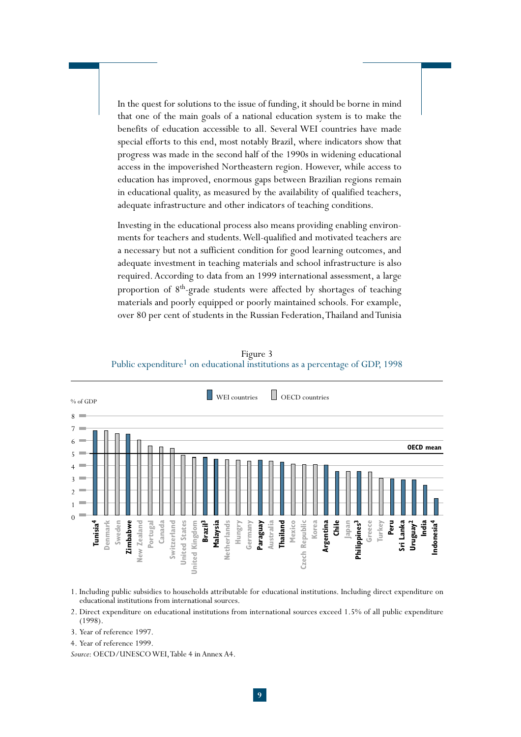In the quest for solutions to the issue of funding, it should be borne in mind that one of the main goals of a national education system is to make the benefits of education accessible to all. Several WEI countries have made special efforts to this end, most notably Brazil, where indicators show that progress was made in the second half of the 1990s in widening educational access in the impoverished Northeastern region. However, while access to education has improved, enormous gaps between Brazilian regions remain in educational quality, as measured by the availability of qualified teachers, adequate infrastructure and other indicators of teaching conditions.

Investing in the educational process also means providing enabling environments for teachers and students. Well-qualified and motivated teachers are a necessary but not a sufficient condition for good learning outcomes, and adequate investment in teaching materials and school infrastructure is also required. According to data from an 1999 international assessment, a large proportion of 8th-grade students were affected by shortages of teaching materials and poorly equipped or poorly maintained schools. For example, over 80 per cent of students in the Russian Federation, Thailand and Tunisia

Figure 3
Public expenditure[1] on educational institutions as a percentage of GDP, 1998

WEI countries: Tunisia[4], Zimbabwe, Brazil[3], Malaysia, Paraguay, Thailand, Argentina, Chile, Philippines[3], Peru, Sri Lanka, Uruguay[2], India, Indonesia[4]

OECD countries: Denmark, Sweden, New Zealand, Portugal, Canada, Switzerland, United States, United Kingdom, Netherlands, Hungary, Germany, Australia, Mexico, Czech Republic, Korea, Japan, Greece, Turkey

% of GDP (axis 0–8); OECD mean shown at 5.

1. Including public subsidies to households attributable for educational institutions. Including direct expenditure on educational institutions from international sources.
2. Direct expenditure on educational institutions from international sources exceed 1.5% of all public expenditure (1998).
3. Year of reference 1997.
4. Year of reference 1999.

*Source*: OECD/UNESCO WEI, Table 4 in Annex A4.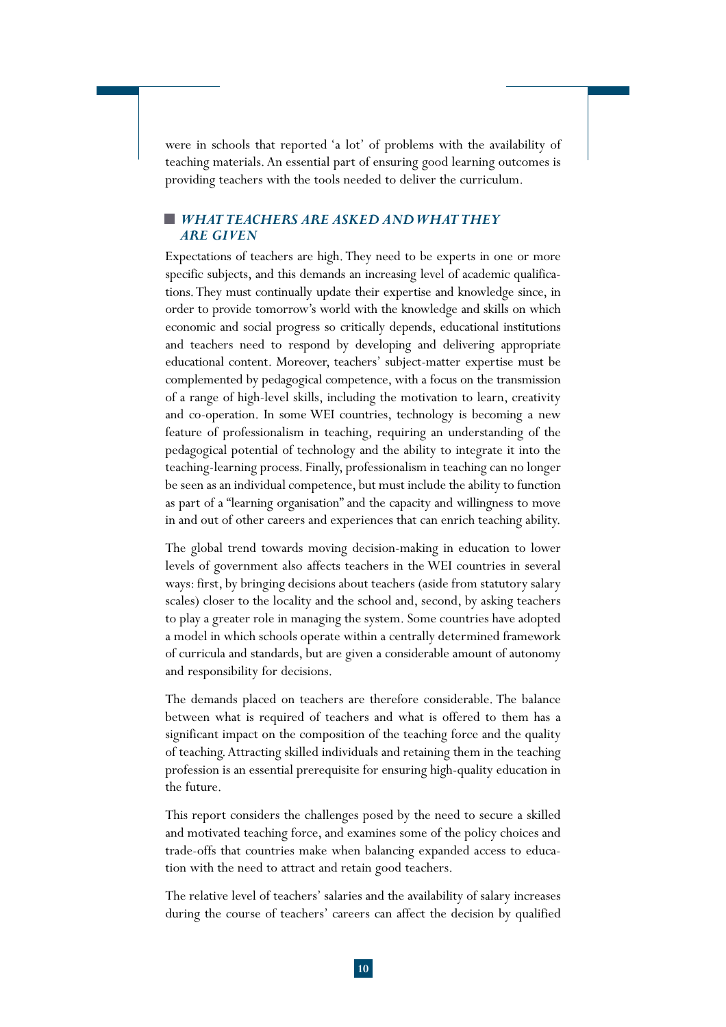were in schools that reported 'a lot' of problems with the availability of teaching materials. An essential part of ensuring good learning outcomes is providing teachers with the tools needed to deliver the curriculum.

## *WHAT TEACHERS ARE ASKED AND WHAT THEY ARE GIVEN*

Expectations of teachers are high. They need to be experts in one or more specific subjects, and this demands an increasing level of academic qualifications. They must continually update their expertise and knowledge since, in order to provide tomorrow's world with the knowledge and skills on which economic and social progress so critically depends, educational institutions and teachers need to respond by developing and delivering appropriate educational content. Moreover, teachers' subject-matter expertise must be complemented by pedagogical competence, with a focus on the transmission of a range of high-level skills, including the motivation to learn, creativity and co-operation. In some WEI countries, technology is becoming a new feature of professionalism in teaching, requiring an understanding of the pedagogical potential of technology and the ability to integrate it into the teaching-learning process. Finally, professionalism in teaching can no longer be seen as an individual competence, but must include the ability to function as part of a "learning organisation" and the capacity and willingness to move in and out of other careers and experiences that can enrich teaching ability.

The global trend towards moving decision-making in education to lower levels of government also affects teachers in the WEI countries in several ways: first, by bringing decisions about teachers (aside from statutory salary scales) closer to the locality and the school and, second, by asking teachers to play a greater role in managing the system. Some countries have adopted a model in which schools operate within a centrally determined framework of curricula and standards, but are given a considerable amount of autonomy and responsibility for decisions.

The demands placed on teachers are therefore considerable. The balance between what is required of teachers and what is offered to them has a significant impact on the composition of the teaching force and the quality of teaching. Attracting skilled individuals and retaining them in the teaching profession is an essential prerequisite for ensuring high-quality education in the future.

This report considers the challenges posed by the need to secure a skilled and motivated teaching force, and examines some of the policy choices and trade-offs that countries make when balancing expanded access to education with the need to attract and retain good teachers.

The relative level of teachers' salaries and the availability of salary increases during the course of teachers' careers can affect the decision by qualified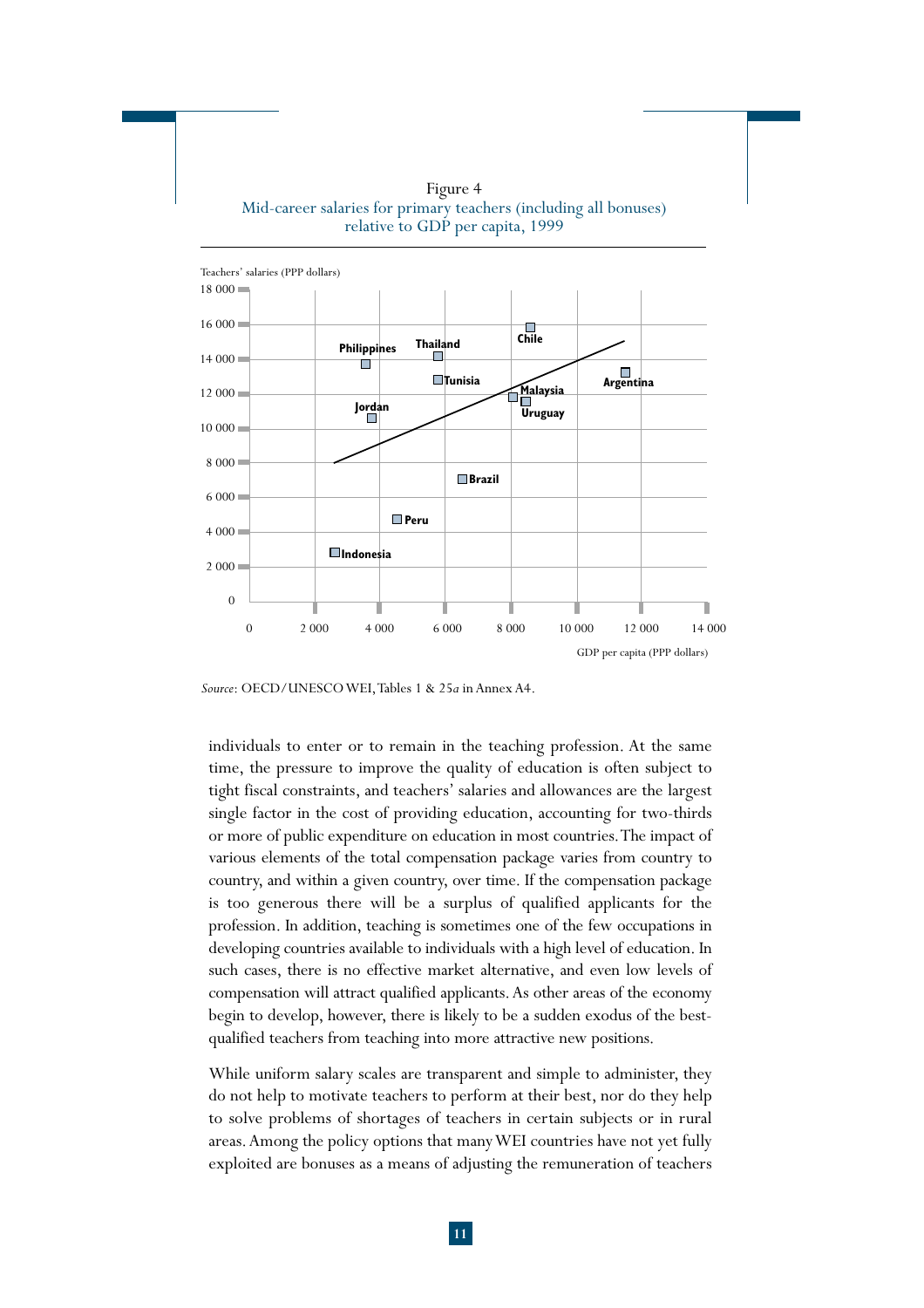Figure 4
Mid-career salaries for primary teachers (including all bonuses) relative to GDP per capita, 1999

Teachers' salaries (PPP dollars)

GDP per capita (PPP dollars)

*Source*: OECD/UNESCO WEI, Tables 1 & 25*a* in Annex A4.

individuals to enter or to remain in the teaching profession. At the same time, the pressure to improve the quality of education is often subject to tight fiscal constraints, and teachers' salaries and allowances are the largest single factor in the cost of providing education, accounting for two-thirds or more of public expenditure on education in most countries. The impact of various elements of the total compensation package varies from country to country, and within a given country, over time. If the compensation package is too generous there will be a surplus of qualified applicants for the profession. In addition, teaching is sometimes one of the few occupations in developing countries available to individuals with a high level of education. In such cases, there is no effective market alternative, and even low levels of compensation will attract qualified applicants. As other areas of the economy begin to develop, however, there is likely to be a sudden exodus of the best-qualified teachers from teaching into more attractive new positions.

While uniform salary scales are transparent and simple to administer, they do not help to motivate teachers to perform at their best, nor do they help to solve problems of shortages of teachers in certain subjects or in rural areas. Among the policy options that many WEI countries have not yet fully exploited are bonuses as a means of adjusting the remuneration of teachers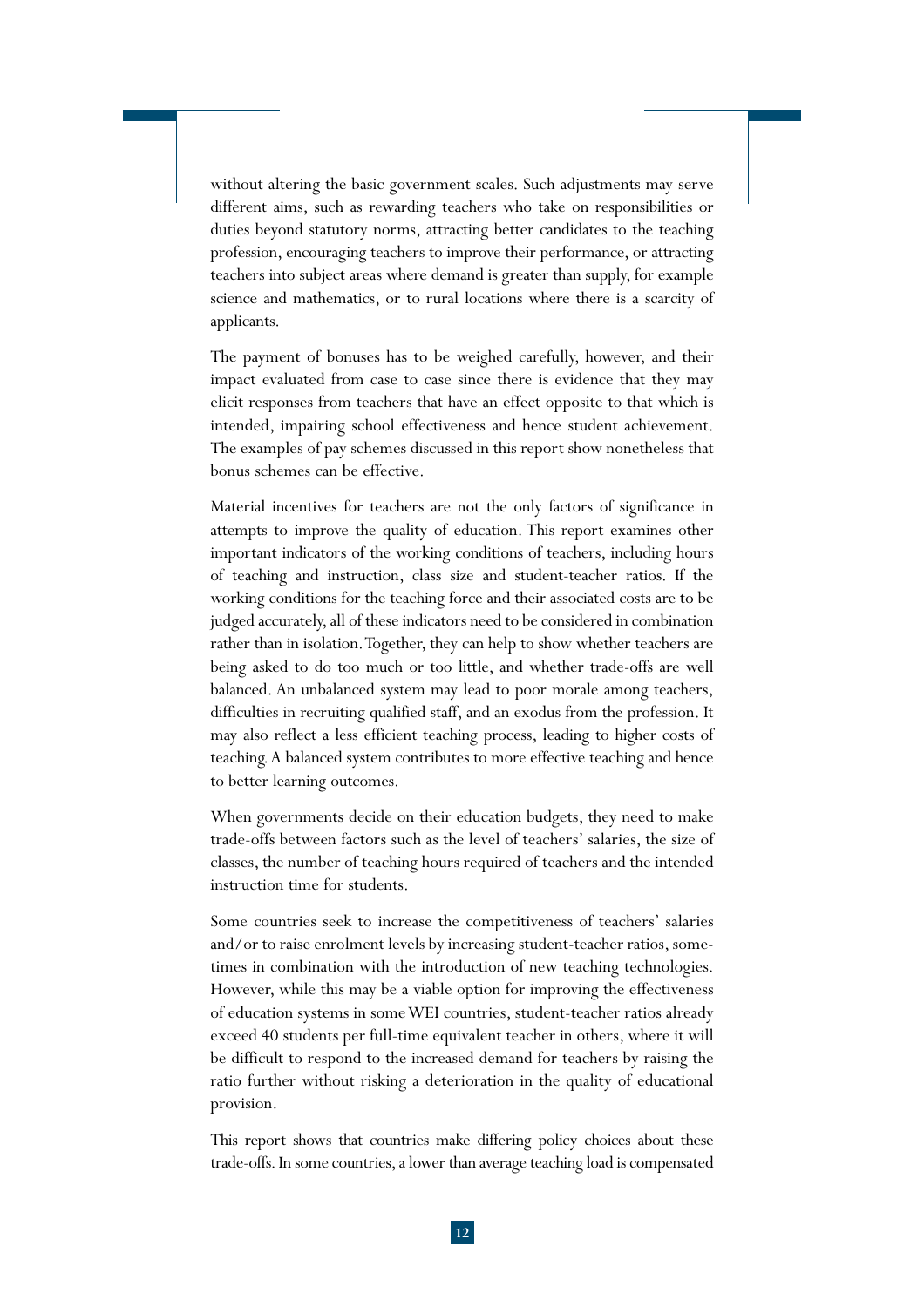without altering the basic government scales. Such adjustments may serve different aims, such as rewarding teachers who take on responsibilities or duties beyond statutory norms, attracting better candidates to the teaching profession, encouraging teachers to improve their performance, or attracting teachers into subject areas where demand is greater than supply, for example science and mathematics, or to rural locations where there is a scarcity of applicants.

The payment of bonuses has to be weighed carefully, however, and their impact evaluated from case to case since there is evidence that they may elicit responses from teachers that have an effect opposite to that which is intended, impairing school effectiveness and hence student achievement. The examples of pay schemes discussed in this report show nonetheless that bonus schemes can be effective.

Material incentives for teachers are not the only factors of significance in attempts to improve the quality of education. This report examines other important indicators of the working conditions of teachers, including hours of teaching and instruction, class size and student-teacher ratios. If the working conditions for the teaching force and their associated costs are to be judged accurately, all of these indicators need to be considered in combination rather than in isolation. Together, they can help to show whether teachers are being asked to do too much or too little, and whether trade-offs are well balanced. An unbalanced system may lead to poor morale among teachers, difficulties in recruiting qualified staff, and an exodus from the profession. It may also reflect a less efficient teaching process, leading to higher costs of teaching. A balanced system contributes to more effective teaching and hence to better learning outcomes.

When governments decide on their education budgets, they need to make trade-offs between factors such as the level of teachers' salaries, the size of classes, the number of teaching hours required of teachers and the intended instruction time for students.

Some countries seek to increase the competitiveness of teachers' salaries and/or to raise enrolment levels by increasing student-teacher ratios, sometimes in combination with the introduction of new teaching technologies. However, while this may be a viable option for improving the effectiveness of education systems in some WEI countries, student-teacher ratios already exceed 40 students per full-time equivalent teacher in others, where it will be difficult to respond to the increased demand for teachers by raising the ratio further without risking a deterioration in the quality of educational provision.

This report shows that countries make differing policy choices about these trade-offs. In some countries, a lower than average teaching load is compensated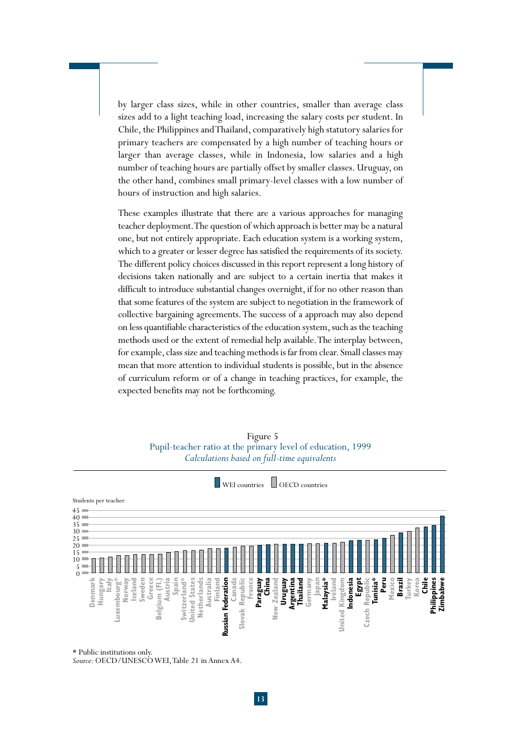by larger class sizes, while in other countries, smaller than average class sizes add to a light teaching load, increasing the salary costs per student. In Chile, the Philippines and Thailand, comparatively high statutory salaries for primary teachers are compensated by a high number of teaching hours or larger than average classes, while in Indonesia, low salaries and a high number of teaching hours are partially offset by smaller classes. Uruguay, on the other hand, combines small primary-level classes with a low number of hours of instruction and high salaries.

These examples illustrate that there are a various approaches for managing teacher deployment. The question of which approach is better may be a natural one, but not entirely appropriate. Each education system is a working system, which to a greater or lesser degree has satisfied the requirements of its society. The different policy choices discussed in this report represent a long history of decisions taken nationally and are subject to a certain inertia that makes it difficult to introduce substantial changes overnight, if for no other reason than that some features of the system are subject to negotiation in the framework of collective bargaining agreements. The success of a approach may also depend on less quantifiable characteristics of the education system, such as the teaching methods used or the extent of remedial help available. The interplay between, for example, class size and teaching methods is far from clear. Small classes may mean that more attention to individual students is possible, but in the absence of curriculum reform or of a change in teaching practices, for example, the expected benefits may not be forthcoming.

Figure 5

Pupil-teacher ratio at the primary level of education, 1999

*Calculations based on full-time equivalents*

WEI countries | OECD countries

Students per teacher

Denmark, Hungary, Italy, Luxembourg*, Norway, Iceland, Sweden, Greece, Belgium (Fl.), Austria, Spain, Switzerland*, United States, Netherlands, Australia, Finland, **Russian Federation**, Canada, Slovak Republic, France, **Paraguay**, **China**, New Zealand, **Uruguay**, **Argentina**, **Thailand**, Germany, Japan, **Malaysia***, Ireland, United Kingdom, **Indonesia**, **Egypt**, Czech Republic, **Tunisia***, **Peru**, Mexico, **Brazil**, Turkey, Korea, **Chile**, **Philippines**, **Zimbabwe**

\* Public institutions only.

*Source*: OECD/UNESCO WEI, Table 21 in Annex A4.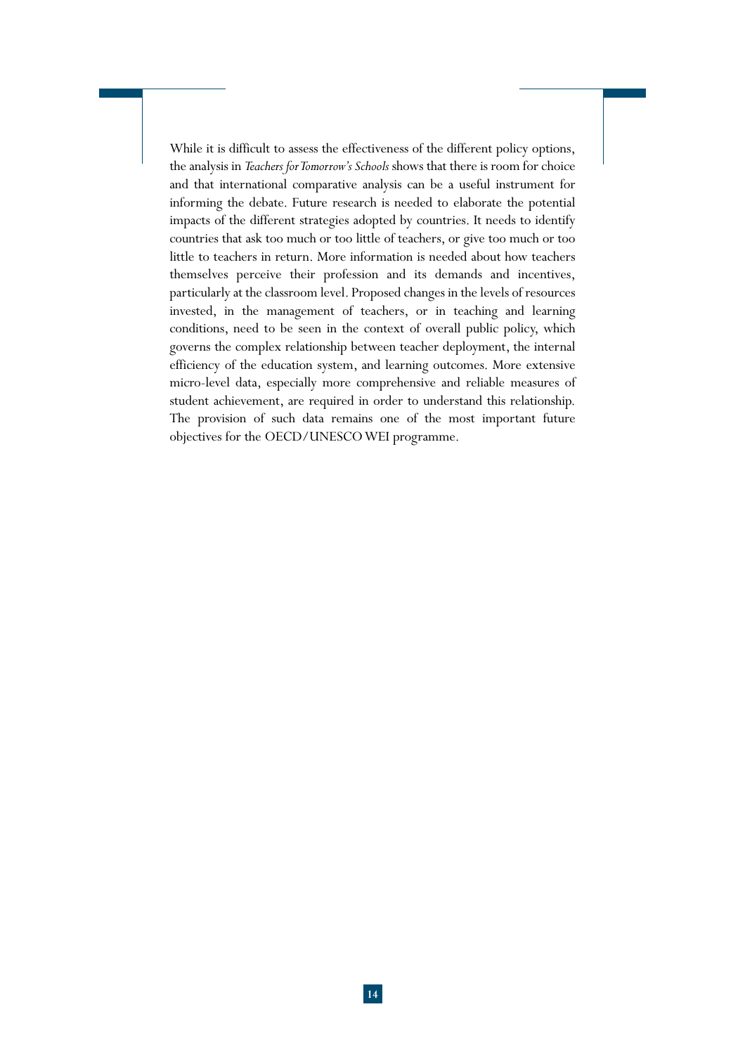While it is difficult to assess the effectiveness of the different policy options, the analysis in *Teachers for Tomorrow's Schools* shows that there is room for choice and that international comparative analysis can be a useful instrument for informing the debate. Future research is needed to elaborate the potential impacts of the different strategies adopted by countries. It needs to identify countries that ask too much or too little of teachers, or give too much or too little to teachers in return. More information is needed about how teachers themselves perceive their profession and its demands and incentives, particularly at the classroom level. Proposed changes in the levels of resources invested, in the management of teachers, or in teaching and learning conditions, need to be seen in the context of overall public policy, which governs the complex relationship between teacher deployment, the internal efficiency of the education system, and learning outcomes. More extensive micro-level data, especially more comprehensive and reliable measures of student achievement, are required in order to understand this relationship. The provision of such data remains one of the most important future objectives for the OECD/UNESCO WEI programme.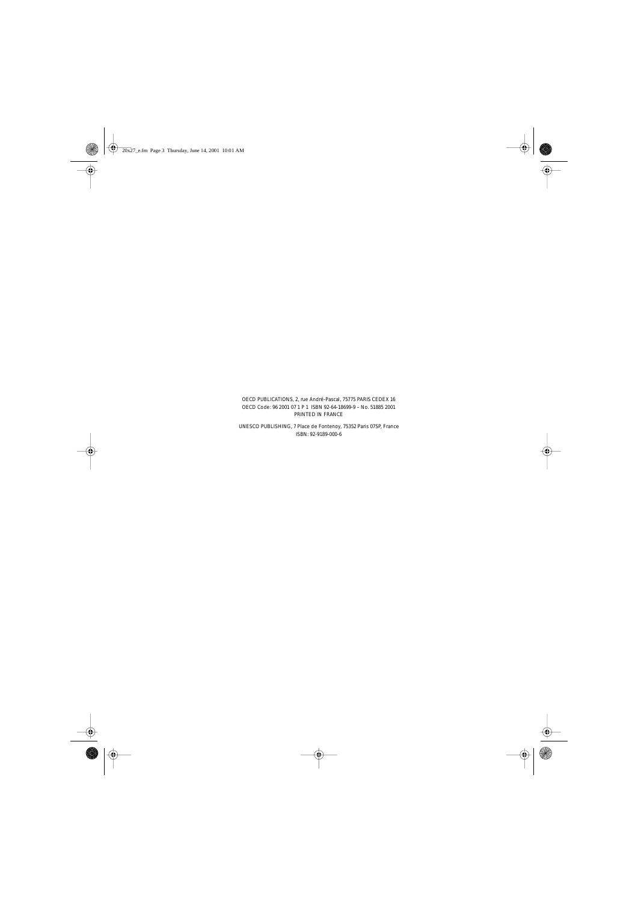OECD PUBLICATIONS, 2, rue André-Pascal, 75775 PARIS CEDEX 16
OECD Code: 96 2001 07 1 P 1 ISBN 92-64-18699-9 – No. 51885 2001
PRINTED IN FRANCE

UNESCO PUBLISHING, 7 Place de Fontenoy, 75352 Paris 07SP, France
ISBN: 92-9189-000-6